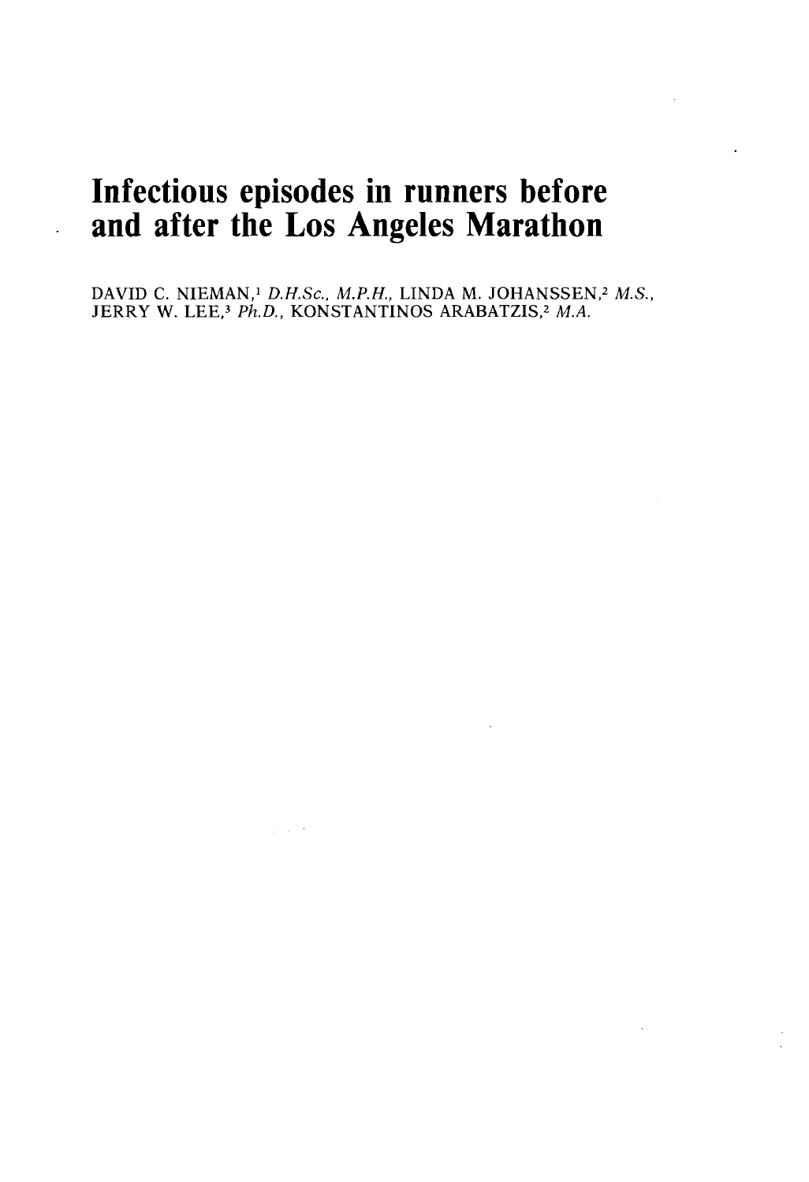# Infectious episodes in runners before and after the Los Angeles Marathon

DAVID C. NIEMAN,[1] *D.H.Sc., M.P.H.*, LINDA M. JOHANSSEN,[2] *M.S.*, JERRY W. LEE,[3] *Ph.D.*, KONSTANTINOS ARABATZIS,[2] *M.A.*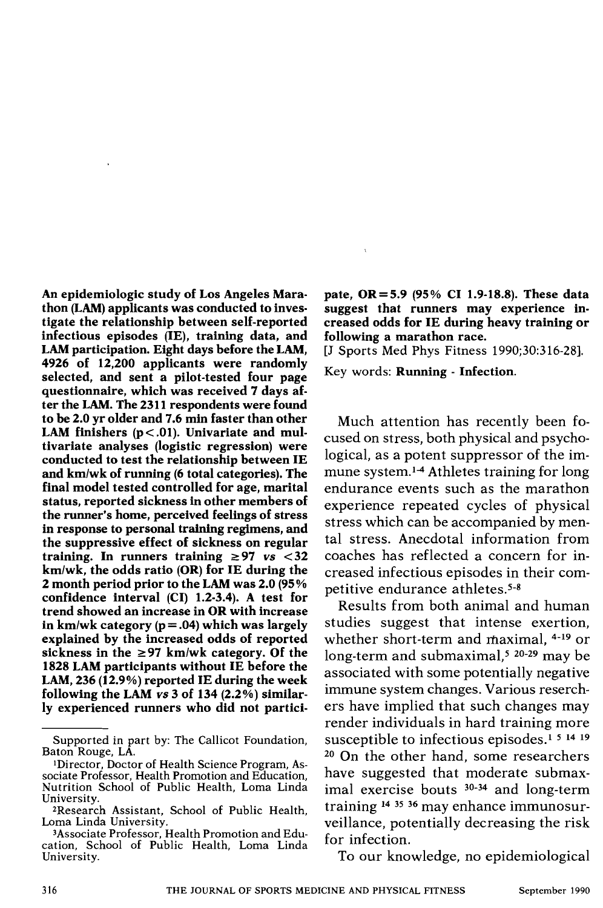**An epidemiologic study of Los Angeles Marathon (LAM) applicants was conducted to investigate the relationship between self-reported infectious episodes (IE), training data, and LAM participation. Eight days before the LAM, 4926 of 12,200 applicants were randomly selected, and sent a pilot-tested four page questionnaire, which was received 7 days after the LAM. The 2311 respondents were found to be 2.0 yr older and 7.6 min faster than other LAM finishers ($p < .01$). Univariate and multivariate analyses (logistic regression) were conducted to test the relationship between IE and km/wk of running (6 total categories). The final model tested controlled for age, marital status, reported sickness in other members of the runner's home, perceived feelings of stress in response to personal training regimens, and the suppressive effect of sickness on regular training. In runners training ≥97 *vs* <32 km/wk, the odds ratio (OR) for IE during the 2 month period prior to the LAM was 2.0 (95% confidence interval (CI) 1.2-3.4). A test for trend showed an increase in OR with increase in km/wk category ($p = .04$) which was largely explained by the increased odds of reported sickness in the ≥97 km/wk category. Of the 1828 LAM participants without IE before the LAM, 236 (12.9%) reported IE during the week following the LAM *vs* 3 of 134 (2.2%) similarly experienced runners who did not participate, OR = 5.9 (95% CI 1.9-18.8). These data suggest that runners may experience increased odds for IE during heavy training or following a marathon race.**

[J Sports Med Phys Fitness 1990;30:316-28].

Key words: **Running - Infection.**

Supported in part by: The Callicot Foundation, Baton Rouge, LA.

[1]Director, Doctor of Health Science Program, Associate Professor, Health Promotion and Education, Nutrition School of Public Health, Loma Linda University.

[2]Research Assistant, School of Public Health, Loma Linda University.

[3]Associate Professor, Health Promotion and Education, School of Public Health, Loma Linda University.

Much attention has recently been focused on stress, both physical and psychological, as a potent suppressor of the immune system.[1-4] Athletes training for long endurance events such as the marathon experience repeated cycles of physical stress which can be accompanied by mental stress. Anecdotal information from coaches has reflected a concern for increased infectious episodes in their competitive endurance athletes.[5-8]

Results from both animal and human studies suggest that intense exertion, whether short-term and maximal,[4-19] or long-term and submaximal,[5,20-29] may be associated with some potentially negative immune system changes. Various reserchers have implied that such changes may render individuals in hard training more susceptible to infectious episodes.[1,5,14,19,20] On the other hand, some researchers have suggested that moderate submaximal exercise bouts[30-34] and long-term training[14,35,36] may enhance immunosurveillance, potentially decreasing the risk for infection.

To our knowledge, no epidemiological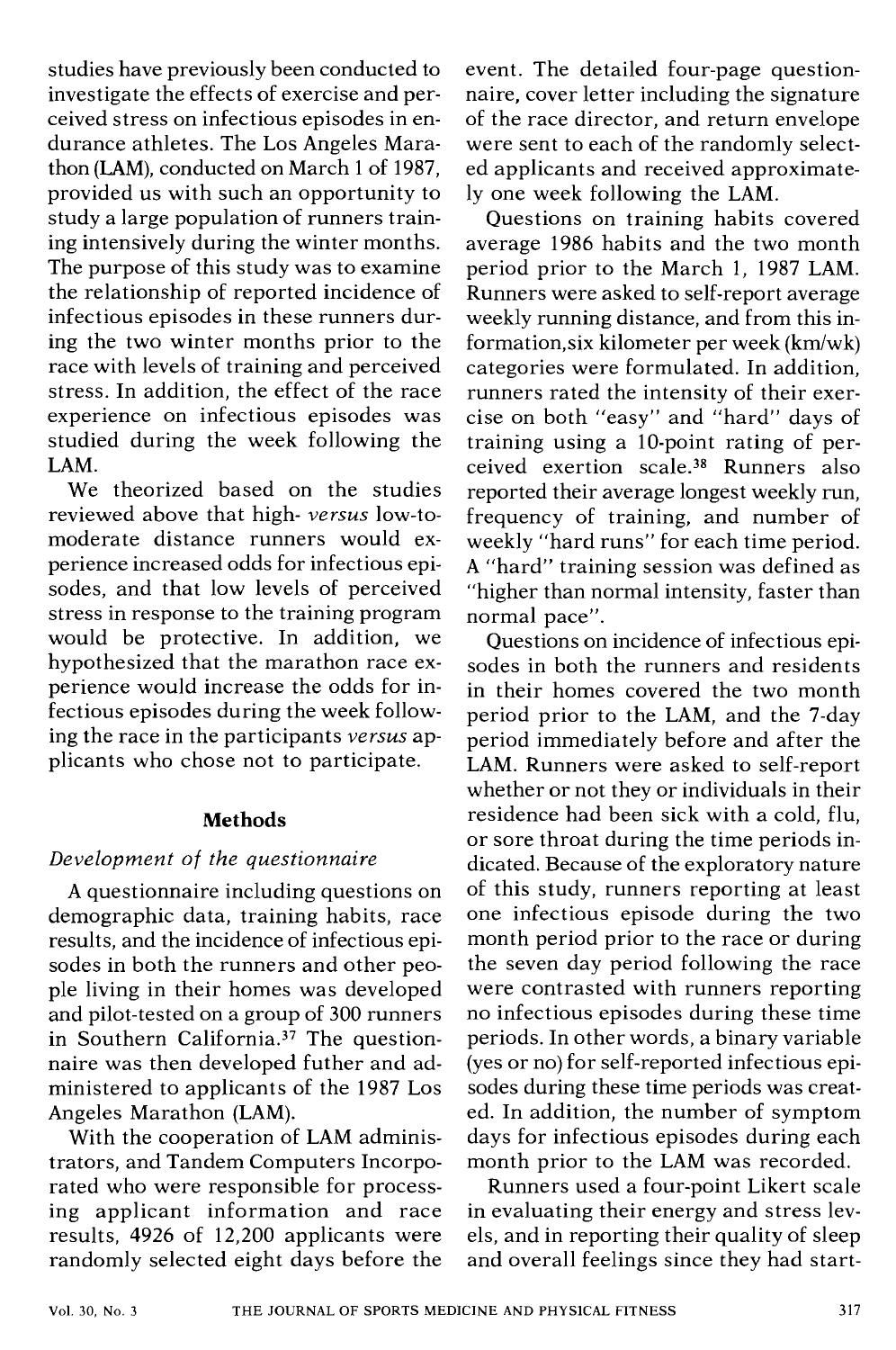studies have previously been conducted to investigate the effects of exercise and perceived stress on infectious episodes in endurance athletes. The Los Angeles Marathon (LAM), conducted on March 1 of 1987, provided us with such an opportunity to study a large population of runners training intensively during the winter months. The purpose of this study was to examine the relationship of reported incidence of infectious episodes in these runners during the two winter months prior to the race with levels of training and perceived stress. In addition, the effect of the race experience on infectious episodes was studied during the week following the LAM.

We theorized based on the studies reviewed above that high- *versus* low-to-moderate distance runners would experience increased odds for infectious episodes, and that low levels of perceived stress in response to the training program would be protective. In addition, we hypothesized that the marathon race experience would increase the odds for infectious episodes during the week following the race in the participants *versus* applicants who chose not to participate.

## Methods

### *Development of the questionnaire*

A questionnaire including questions on demographic data, training habits, race results, and the incidence of infectious episodes in both the runners and other people living in their homes was developed and pilot-tested on a group of 300 runners in Southern California.[37] The questionnaire was then developed futher and administered to applicants of the 1987 Los Angeles Marathon (LAM).

With the cooperation of LAM administrators, and Tandem Computers Incorporated who were responsible for processing applicant information and race results, 4926 of 12,200 applicants were randomly selected eight days before the event. The detailed four-page questionnaire, cover letter including the signature of the race director, and return envelope were sent to each of the randomly selected applicants and received approximately one week following the LAM.

Questions on training habits covered average 1986 habits and the two month period prior to the March 1, 1987 LAM. Runners were asked to self-report average weekly running distance, and from this information,six kilometer per week (km/wk) categories were formulated. In addition, runners rated the intensity of their exercise on both "easy" and "hard" days of training using a 10-point rating of perceived exertion scale.[38] Runners also reported their average longest weekly run, frequency of training, and number of weekly "hard runs" for each time period. A "hard" training session was defined as "higher than normal intensity, faster than normal pace".

Questions on incidence of infectious episodes in both the runners and residents in their homes covered the two month period prior to the LAM, and the 7-day period immediately before and after the LAM. Runners were asked to self-report whether or not they or individuals in their residence had been sick with a cold, flu, or sore throat during the time periods indicated. Because of the exploratory nature of this study, runners reporting at least one infectious episode during the two month period prior to the race or during the seven day period following the race were contrasted with runners reporting no infectious episodes during these time periods. In other words, a binary variable (yes or no) for self-reported infectious episodes during these time periods was created. In addition, the number of symptom days for infectious episodes during each month prior to the LAM was recorded.

Runners used a four-point Likert scale in evaluating their energy and stress levels, and in reporting their quality of sleep and overall feelings since they had start-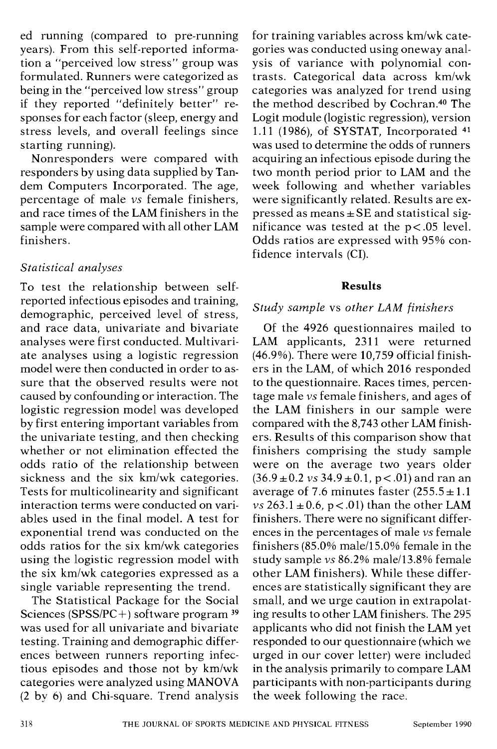ed running (compared to pre-running years). From this self-reported information a "perceived low stress" group was formulated. Runners were categorized as being in the "perceived low stress" group if they reported "definitely better" responses for each factor (sleep, energy and stress levels, and overall feelings since starting running).

Nonresponders were compared with responders by using data supplied by Tandem Computers Incorporated. The age, percentage of male *vs* female finishers, and race times of the LAM finishers in the sample were compared with all other LAM finishers.

### *Statistical analyses*

To test the relationship between self-reported infectious episodes and training, demographic, perceived level of stress, and race data, univariate and bivariate analyses were first conducted. Multivariate analyses using a logistic regression model were then conducted in order to assure that the observed results were not caused by confounding or interaction. The logistic regression model was developed by first entering important variables from the univariate testing, and then checking whether or not elimination effected the odds ratio of the relationship between sickness and the six km/wk categories. Tests for multicolinearity and significant interaction terms were conducted on variables used in the final model. A test for exponential trend was conducted on the odds ratios for the six km/wk categories using the logistic regression model with the six km/wk categories expressed as a single variable representing the trend.

The Statistical Package for the Social Sciences (SPSS/PC+) software program [39] was used for all univariate and bivariate testing. Training and demographic differences between runners reporting infectious episodes and those not by km/wk categories were analyzed using MANOVA (2 by 6) and Chi-square. Trend analysis for training variables across km/wk categories was conducted using oneway analysis of variance with polynomial contrasts. Categorical data across km/wk categories was analyzed for trend using the method described by Cochran.[40] The Logit module (logistic regression), version 1.11 (1986), of SYSTAT, Incorporated [41] was used to determine the odds of runners acquiring an infectious episode during the two month period prior to LAM and the week following and whether variables were significantly related. Results are expressed as means $\pm$ SE and statistical significance was tested at the $p<.05$ level. Odds ratios are expressed with 95% confidence intervals (CI).

## Results

### *Study sample* vs *other LAM finishers*

Of the 4926 questionnaires mailed to LAM applicants, 2311 were returned (46.9%). There were 10,759 official finishers in the LAM, of which 2016 responded to the questionnaire. Races times, percentage male *vs* female finishers, and ages of the LAM finishers in our sample were compared with the 8,743 other LAM finishers. Results of this comparison show that finishers comprising the study sample were on the average two years older ($36.9 \pm 0.2$ *vs* $34.9 \pm 0.1$, $p<.01$) and ran an average of 7.6 minutes faster ($255.5 \pm 1.1$ *vs* $263.1 \pm 0.6$, $p<.01$) than the other LAM finishers. There were no significant differences in the percentages of male *vs* female finishers (85.0% male/15.0% female in the study sample *vs* 86.2% male/13.8% female other LAM finishers). While these differences are statistically significant they are small, and we urge caution in extrapolating results to other LAM finishers. The 295 applicants who did not finish the LAM yet responded to our questionnaire (which we urged in our cover letter) were included in the analysis primarily to compare LAM participants with non-participants during the week following the race.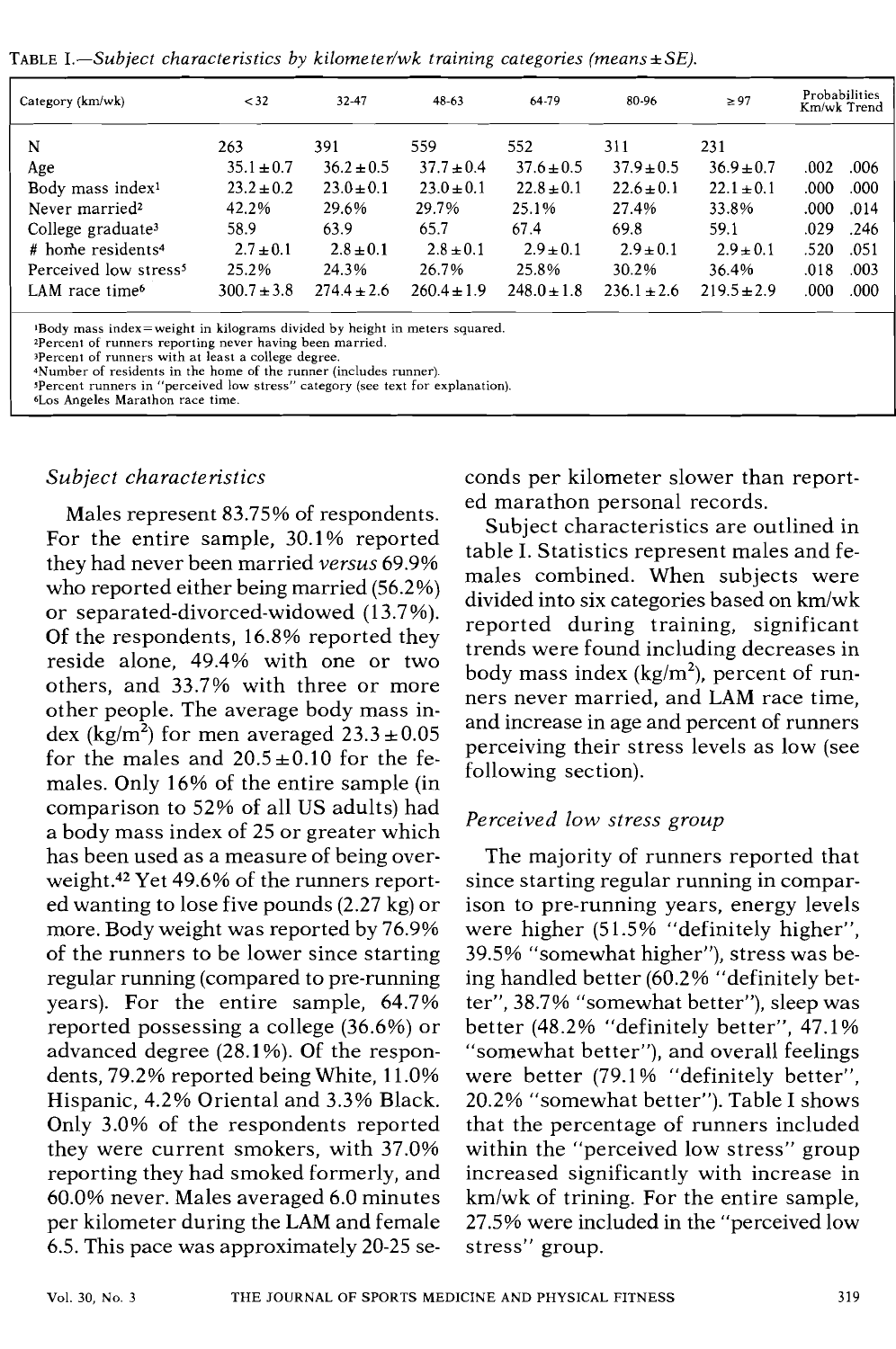TABLE I.—*Subject characteristics by kilometer/wk training categories (means ± SE).*

| Category (km/wk) | < 32 | 32-47 | 48-63 | 64-79 | 80-96 | ≥ 97 | Probabilities Km/wk | Trend |
|---|---|---|---|---|---|---|---|---|
| N | 263 | 391 | 559 | 552 | 311 | 231 | | |
| Age | 35.1 ± 0.7 | 36.2 ± 0.5 | 37.7 ± 0.4 | 37.6 ± 0.5 | 37.9 ± 0.5 | 36.9 ± 0.7 | .002 | .006 |
| Body mass index[1] | 23.2 ± 0.2 | 23.0 ± 0.1 | 23.0 ± 0.1 | 22.8 ± 0.1 | 22.6 ± 0.1 | 22.1 ± 0.1 | .000 | .000 |
| Never married[2] | 42.2% | 29.6% | 29.7% | 25.1% | 27.4% | 33.8% | .000 | .014 |
| College graduate[3] | 58.9 | 63.9 | 65.7 | 67.4 | 69.8 | 59.1 | .029 | .246 |
| # home residents[4] | 2.7 ± 0.1 | 2.8 ± 0.1 | 2.8 ± 0.1 | 2.9 ± 0.1 | 2.9 ± 0.1 | 2.9 ± 0.1 | .520 | .051 |
| Perceived low stress[5] | 25.2% | 24.3% | 26.7% | 25.8% | 30.2% | 36.4% | .018 | .003 |
| LAM race time[6] | 300.7 ± 3.8 | 274.4 ± 2.6 | 260.4 ± 1.9 | 248.0 ± 1.8 | 236.1 ± 2.6 | 219.5 ± 2.9 | .000 | .000 |

[1]Body mass index = weight in kilograms divided by height in meters squared.
[2]Percent of runners reporting never having been married.
[3]Percent of runners with at least a college degree.
[4]Number of residents in the home of the runner (includes runner).
[5]Percent runners in "perceived low stress" category (see text for explanation).
[6]Los Angeles Marathon race time.

### *Subject characteristics*

Males represent 83.75% of respondents. For the entire sample, 30.1% reported they had never been married *versus* 69.9% who reported either being married (56.2%) or separated-divorced-widowed (13.7%). Of the respondents, 16.8% reported they reside alone, 49.4% with one or two others, and 33.7% with three or more other people. The average body mass index ($kg/m^2$) for men averaged $23.3 \pm 0.05$ for the males and $20.5 \pm 0.10$ for the females. Only 16% of the entire sample (in comparison to 52% of all US adults) had a body mass index of 25 or greater which has been used as a measure of being overweight.[42] Yet 49.6% of the runners reported wanting to lose five pounds (2.27 kg) or more. Body weight was reported by 76.9% of the runners to be lower since starting regular running (compared to pre-running years). For the entire sample, 64.7% reported possessing a college (36.6%) or advanced degree (28.1%). Of the respondents, 79.2% reported being White, 11.0% Hispanic, 4.2% Oriental and 3.3% Black. Only 3.0% of the respondents reported they were current smokers, with 37.0% reporting they had smoked formerly, and 60.0% never. Males averaged 6.0 minutes per kilometer during the LAM and female 6.5. This pace was approximately 20-25 seconds per kilometer slower than reported marathon personal records.

Subject characteristics are outlined in table I. Statistics represent males and females combined. When subjects were divided into six categories based on km/wk reported during training, significant trends were found including decreases in body mass index ($kg/m^2$), percent of runners never married, and LAM race time, and increase in age and percent of runners perceiving their stress levels as low (see following section).

### *Perceived low stress group*

The majority of runners reported that since starting regular running in comparison to pre-running years, energy levels were higher (51.5% "definitely higher", 39.5% "somewhat higher"), stress was being handled better (60.2% "definitely better", 38.7% "somewhat better"), sleep was better (48.2% "definitely better", 47.1% "somewhat better"), and overall feelings were better (79.1% "definitely better", 20.2% "somewhat better"). Table I shows that the percentage of runners included within the "perceived low stress" group increased significantly with increase in km/wk of trining. For the entire sample, 27.5% were included in the "perceived low stress" group.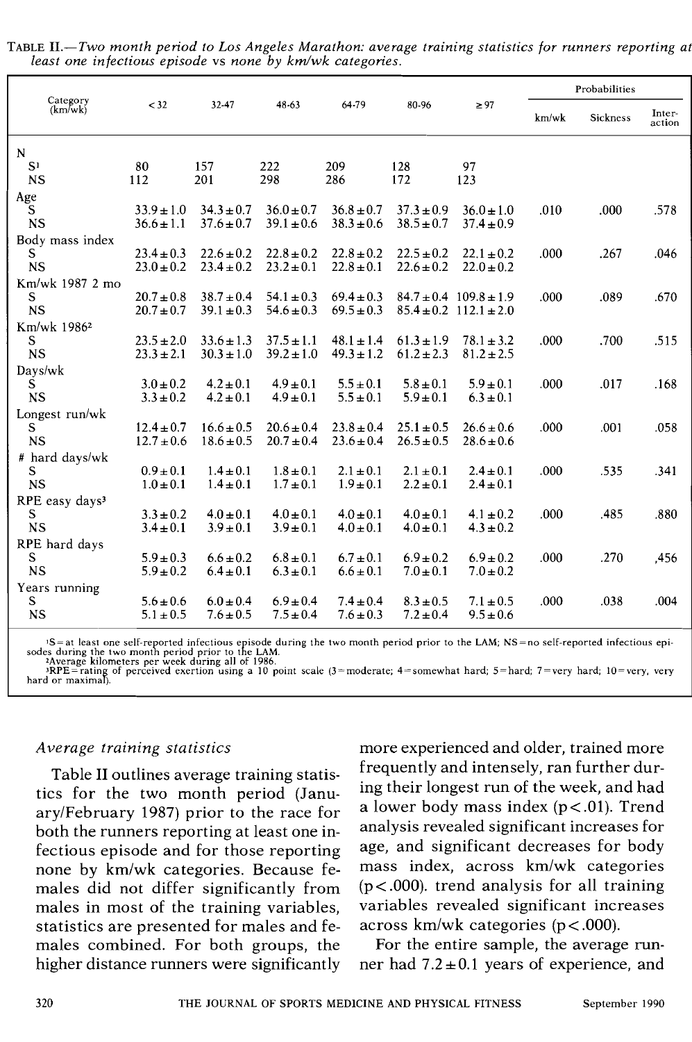TABLE II.—*Two month period to Los Angeles Marathon: average training statistics for runners reporting at least one infectious episode vs none by km/wk categories.*

| Category (km/wk) | <32 | 32-47 | 48-63 | 64-79 | 80-96 | ≥97 | Probabilities km/wk | Probabilities Sickness | Probabilities Interaction |
|---|---|---|---|---|---|---|---|---|---|
| N | | | | | | | | | |
| S[1] | 80 | 157 | 222 | 209 | 128 | 97 | | | |
| NS | 112 | 201 | 298 | 286 | 172 | 123 | | | |
| Age | | | | | | | | | |
| S | 33.9±1.0 | 34.3±0.7 | 36.0±0.7 | 36.8±0.7 | 37.3±0.9 | 36.0±1.0 | .010 | .000 | .578 |
| NS | 36.6±1.1 | 37.6±0.7 | 39.1±0.6 | 38.3±0.6 | 38.5±0.7 | 37.4±0.9 | | | |
| Body mass index | | | | | | | | | |
| S | 23.4±0.3 | 22.6±0.2 | 22.8±0.2 | 22.8±0.2 | 22.5±0.2 | 22.1±0.2 | .000 | .267 | .046 |
| NS | 23.0±0.2 | 23.4±0.2 | 23.2±0.1 | 22.8±0.1 | 22.6±0.2 | 22.0±0.2 | | | |
| Km/wk 1987 2 mo | | | | | | | | | |
| S | 20.7±0.8 | 38.7±0.4 | 54.1±0.3 | 69.4±0.3 | 84.7±0.4 | 109.8±1.9 | .000 | .089 | .670 |
| NS | 20.7±0.7 | 39.1±0.3 | 54.6±0.3 | 69.5±0.3 | 85.4±0.2 | 112.1±2.0 | | | |
| Km/wk 1986[2] | | | | | | | | | |
| S | 23.5±2.0 | 33.6±1.3 | 37.5±1.1 | 48.1±1.4 | 61.3±1.9 | 78.1±3.2 | .000 | .700 | .515 |
| NS | 23.3±2.1 | 30.3±1.0 | 39.2±1.0 | 49.3±1.2 | 61.2±2.3 | 81.2±2.5 | | | |
| Days/wk | | | | | | | | | |
| S | 3.0±0.2 | 4.2±0.1 | 4.9±0.1 | 5.5±0.1 | 5.8±0.1 | 5.9±0.1 | .000 | .017 | .168 |
| NS | 3.3±0.2 | 4.2±0.1 | 4.9±0.1 | 5.5±0.1 | 5.9±0.1 | 6.3±0.1 | | | |
| Longest run/wk | | | | | | | | | |
| S | 12.4±0.7 | 16.6±0.5 | 20.6±0.4 | 23.8±0.4 | 25.1±0.5 | 26.6±0.6 | .000 | .001 | .058 |
| NS | 12.7±0.6 | 18.6±0.5 | 20.7±0.4 | 23.6±0.4 | 26.5±0.5 | 28.6±0.6 | | | |
| # hard days/wk | | | | | | | | | |
| S | 0.9±0.1 | 1.4±0.1 | 1.8±0.1 | 2.1±0.1 | 2.1±0.1 | 2.4±0.1 | .000 | .535 | .341 |
| NS | 1.0±0.1 | 1.4±0.1 | 1.7±0.1 | 1.9±0.1 | 2.2±0.1 | 2.4±0.1 | | | |
| RPE easy days[3] | | | | | | | | | |
| S | 3.3±0.2 | 4.0±0.1 | 4.0±0.1 | 4.0±0.1 | 4.0±0.1 | 4.1±0.2 | .000 | .485 | .880 |
| NS | 3.4±0.1 | 3.9±0.1 | 3.9±0.1 | 4.0±0.1 | 4.0±0.1 | 4.3±0.2 | | | |
| RPE hard days | | | | | | | | | |
| S | 5.9±0.3 | 6.6±0.2 | 6.8±0.1 | 6.7±0.1 | 6.9±0.2 | 6.9±0.2 | .000 | .270 | ,456 |
| NS | 5.9±0.2 | 6.4±0.1 | 6.3±0.1 | 6.6±0.1 | 7.0±0.1 | 7.0±0.2 | | | |
| Years running | | | | | | | | | |
| S | 5.6±0.6 | 6.0±0.4 | 6.9±0.4 | 7.4±0.4 | 8.3±0.5 | 7.1±0.5 | .000 | .038 | .004 |
| NS | 5.1±0.5 | 7.6±0.5 | 7.5±0.4 | 7.6±0.3 | 7.2±0.4 | 9.5±0.6 | | | |

[1]S = at least one self-reported infectious episode during the two month period prior to the LAM; NS = no self-reported infectious episodes during the two month period prior to the LAM.
[2]Average kilometers per week during all of 1986.
[3]RPE = rating of perceived exertion using a 10 point scale (3 = moderate; 4 = somewhat hard; 5 = hard; 7 = very hard; 10 = very, very hard or maximal).

*Average training statistics*

Table II outlines average training statistics for the two month period (January/February 1987) prior to the race for both the runners reporting at least one infectious episode and for those reporting none by km/wk categories. Because females did not differ significantly from males in most of the training variables, statistics are presented for males and females combined. For both groups, the higher distance runners were significantly more experienced and older, trained more frequently and intensely, ran further during their longest run of the week, and had a lower body mass index ($p<.01$). Trend analysis revealed significant increases for age, and significant decreases for body mass index, across km/wk categories ($p<.000$). trend analysis for all training variables revealed significant increases across km/wk categories ($p<.000$).

For the entire sample, the average runner had $7.2\pm0.1$ years of experience, and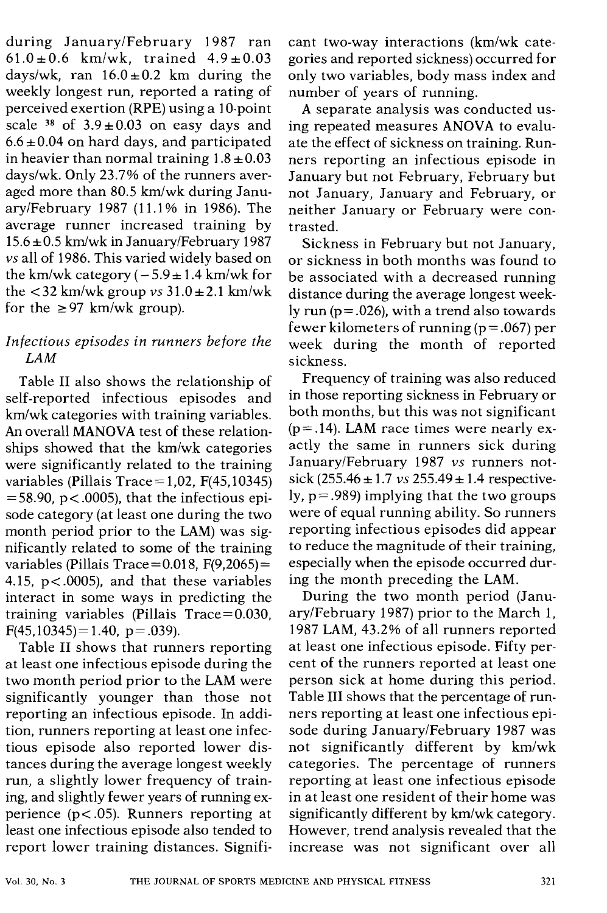during January/February 1987 ran $61.0 \pm 0.6$ km/wk, trained $4.9 \pm 0.03$ days/wk, ran $16.0 \pm 0.2$ km during the weekly longest run, reported a rating of perceived exertion (RPE) using a 10-point scale [38] of $3.9 \pm 0.03$ on easy days and $6.6 \pm 0.04$ on hard days, and participated in heavier than normal training $1.8 \pm 0.03$ days/wk. Only 23.7% of the runners averaged more than 80.5 km/wk during January/February 1987 (11.1% in 1986). The average runner increased training by $15.6 \pm 0.5$ km/wk in January/February 1987 *vs* all of 1986. This varied widely based on the km/wk category ($-5.9 \pm 1.4$ km/wk for the $<32$ km/wk group *vs* $31.0 \pm 2.1$ km/wk for the $\geq 97$ km/wk group).

### *Infectious episodes in runners before the LAM*

Table II also shows the relationship of self-reported infectious episodes and km/wk categories with training variables. An overall MANOVA test of these relationships showed that the km/wk categories were significantly related to the training variables (Pillais Trace = 1,02, $F(45,10345) = 58.90$, $p < .0005$), that the infectious episode category (at least one during the two month period prior to the LAM) was significantly related to some of the training variables (Pillais Trace = 0.018, $F(9,2065) = 4.15$, $p < .0005$), and that these variables interact in some ways in predicting the training variables (Pillais Trace = 0.030, $F(45,10345) = 1.40$, $p = .039$).

Table II shows that runners reporting at least one infectious episode during the two month period prior to the LAM were significantly younger than those not reporting an infectious episode. In addition, runners reporting at least one infectious episode also reported lower distances during the average longest weekly run, a slightly lower frequency of training, and slightly fewer years of running experience ($p < .05$). Runners reporting at least one infectious episode also tended to report lower training distances. Significant two-way interactions (km/wk categories and reported sickness) occurred for only two variables, body mass index and number of years of running.

A separate analysis was conducted using repeated measures ANOVA to evaluate the effect of sickness on training. Runners reporting an infectious episode in January but not February, February but not January, January and February, or neither January or February were contrasted.

Sickness in February but not January, or sickness in both months was found to be associated with a decreased running distance during the average longest weekly run ($p = .026$), with a trend also towards fewer kilometers of running ($p = .067$) per week during the month of reported sickness.

Frequency of training was also reduced in those reporting sickness in February or both months, but this was not significant ($p = .14$). LAM race times were nearly exactly the same in runners sick during January/February 1987 *vs* runners not-sick ($255.46 \pm 1.7$ *vs* $255.49 \pm 1.4$ respectively, $p = .989$) implying that the two groups were of equal running ability. So runners reporting infectious episodes did appear to reduce the magnitude of their training, especially when the episode occurred during the month preceding the LAM.

During the two month period (January/February 1987) prior to the March 1, 1987 LAM, 43.2% of all runners reported at least one infectious episode. Fifty percent of the runners reported at least one person sick at home during this period. Table III shows that the percentage of runners reporting at least one infectious episode during January/February 1987 was not significantly different by km/wk categories. The percentage of runners reporting at least one infectious episode in at least one resident of their home was significantly different by km/wk category. However, trend analysis revealed that the increase was not significant over all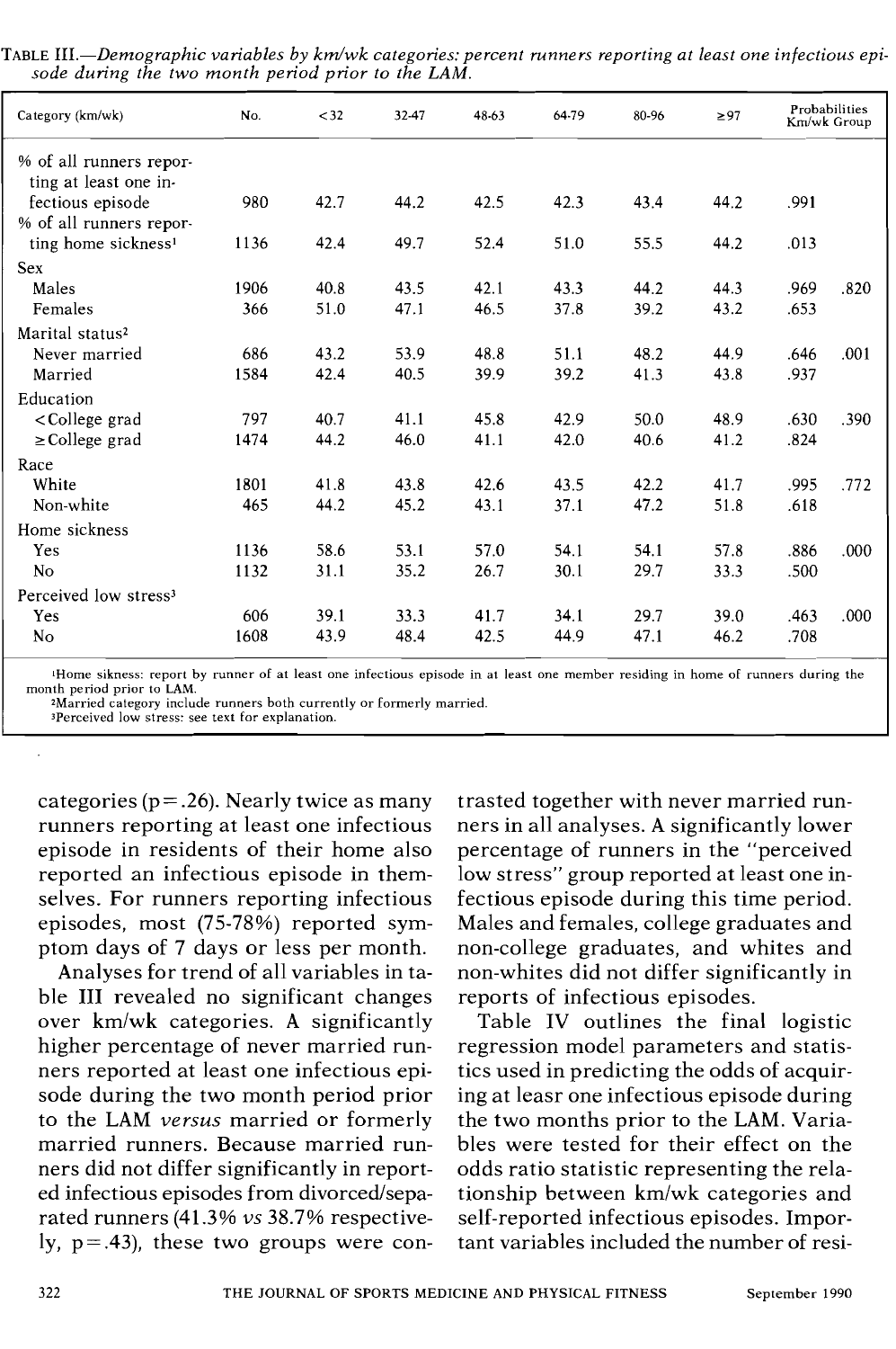TABLE III.—*Demographic variables by km/wk categories: percent runners reporting at least one infectious episode during the two month period prior to the LAM.*

| Category (km/wk) | No. | <32 | 32-47 | 48-63 | 64-79 | 80-96 | ≥97 | Probabilities Km/wk | Group |
|---|---|---|---|---|---|---|---|---|---|
| % of all runners reporting at least one infectious episode | 980 | 42.7 | 44.2 | 42.5 | 42.3 | 43.4 | 44.2 | .991 | |
| % of all runners reporting home sickness[1] | 1136 | 42.4 | 49.7 | 52.4 | 51.0 | 55.5 | 44.2 | .013 | |
| Sex | | | | | | | | | |
| Males | 1906 | 40.8 | 43.5 | 42.1 | 43.3 | 44.2 | 44.3 | .969 | .820 |
| Females | 366 | 51.0 | 47.1 | 46.5 | 37.8 | 39.2 | 43.2 | .653 | |
| Marital status[2] | | | | | | | | | |
| Never married | 686 | 43.2 | 53.9 | 48.8 | 51.1 | 48.2 | 44.9 | .646 | .001 |
| Married | 1584 | 42.4 | 40.5 | 39.9 | 39.2 | 41.3 | 43.8 | .937 | |
| Education | | | | | | | | | |
| <College grad | 797 | 40.7 | 41.1 | 45.8 | 42.9 | 50.0 | 48.9 | .630 | .390 |
| ≥College grad | 1474 | 44.2 | 46.0 | 41.1 | 42.0 | 40.6 | 41.2 | .824 | |
| Race | | | | | | | | | |
| White | 1801 | 41.8 | 43.8 | 42.6 | 43.5 | 42.2 | 41.7 | .995 | .772 |
| Non-white | 465 | 44.2 | 45.2 | 43.1 | 37.1 | 47.2 | 51.8 | .618 | |
| Home sickness | | | | | | | | | |
| Yes | 1136 | 58.6 | 53.1 | 57.0 | 54.1 | 54.1 | 57.8 | .886 | .000 |
| No | 1132 | 31.1 | 35.2 | 26.7 | 30.1 | 29.7 | 33.3 | .500 | |
| Perceived low stress[3] | | | | | | | | | |
| Yes | 606 | 39.1 | 33.3 | 41.7 | 34.1 | 29.7 | 39.0 | .463 | .000 |
| No | 1608 | 43.9 | 48.4 | 42.5 | 44.9 | 47.1 | 46.2 | .708 | |

[1]Home sikness: report by runner of at least one infectious episode in at least one member residing in home of runners during the month period prior to LAM.
[2]Married category include runners both currently or formerly married.
[3]Perceived low stress: see text for explanation.

categories ($p=.26$). Nearly twice as many runners reporting at least one infectious episode in residents of their home also reported an infectious episode in themselves. For runners reporting infectious episodes, most (75-78%) reported symptom days of 7 days or less per month.

Analyses for trend of all variables in table III revealed no significant changes over km/wk categories. A significantly higher percentage of never married runners reported at least one infectious episode during the two month period prior to the LAM *versus* married or formerly married runners. Because married runners did not differ significantly in reported infectious episodes from divorced/separated runners (41.3% *vs* 38.7% respectively, $p=.43$), these two groups were contrasted together with never married runners in all analyses. A significantly lower percentage of runners in the "perceived low stress" group reported at least one infectious episode during this time period. Males and females, college graduates and non-college graduates, and whites and non-whites did not differ significantly in reports of infectious episodes.

Table IV outlines the final logistic regression model parameters and statistics used in predicting the odds of acquiring at leasr one infectious episode during the two months prior to the LAM. Variables were tested for their effect on the odds ratio statistic representing the relationship between km/wk categories and self-reported infectious episodes. Important variables included the number of resi-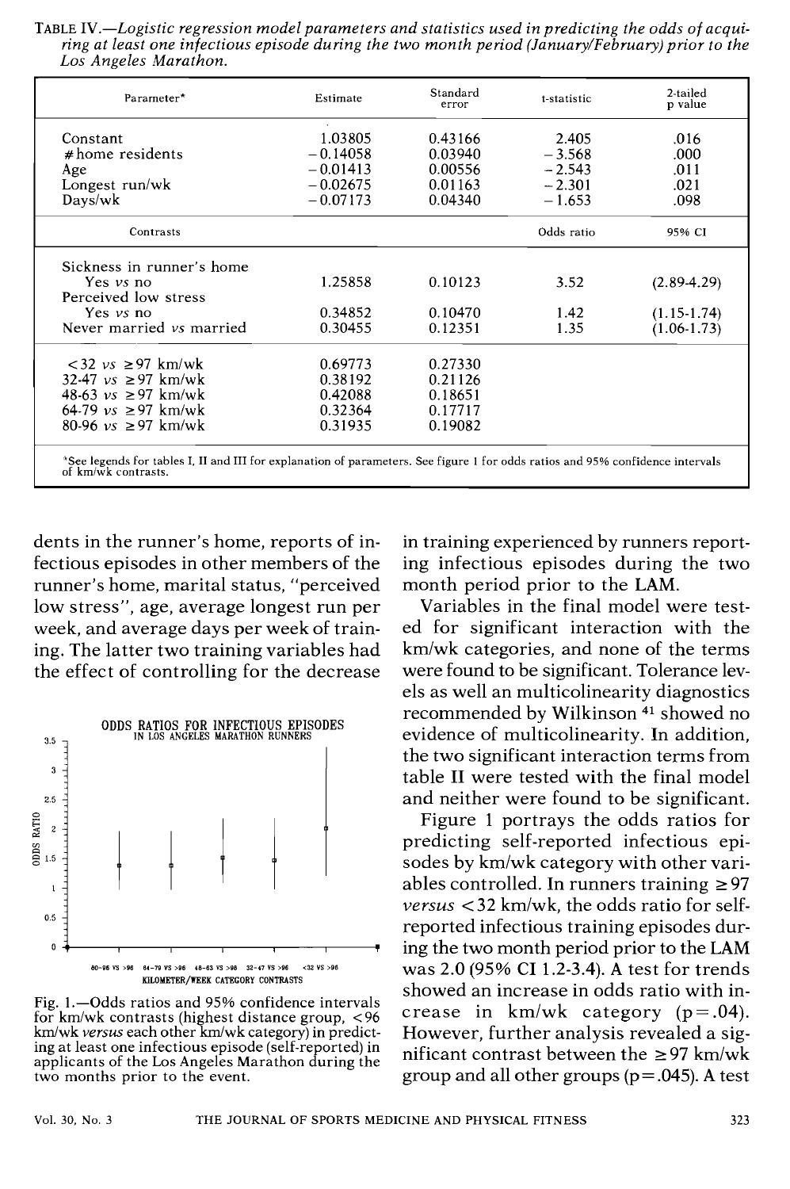TABLE IV.—*Logistic regression model parameters and statistics used in predicting the odds of acquiring at least one infectious episode during the two month period (January/February) prior to the Los Angeles Marathon.*

| Parameter* | Estimate | Standard error | t-statistic | 2-tailed p value |
|---|---|---|---|---|
| Constant | 1.03805 | 0.43166 | 2.405 | .016 |
| #home residents | −0.14058 | 0.03940 | −3.568 | .000 |
| Age | −0.01413 | 0.00556 | −2.543 | .011 |
| Longest run/wk | −0.02675 | 0.01163 | −2.301 | .021 |
| Days/wk | −0.07173 | 0.04340 | −1.653 | .098 |
| **Contrasts** | | | **Odds ratio** | **95% CI** |
| Sickness in runner's home | | | | |
| Yes *vs* no | 1.25858 | 0.10123 | 3.52 | (2.89-4.29) |
| Perceived low stress | | | | |
| Yes *vs* no | 0.34852 | 0.10470 | 1.42 | (1.15-1.74) |
| Never married *vs* married | 0.30455 | 0.12351 | 1.35 | (1.06-1.73) |
| <32 *vs* ≥97 km/wk | 0.69773 | 0.27330 | | |
| 32-47 *vs* ≥97 km/wk | 0.38192 | 0.21126 | | |
| 48-63 *vs* ≥97 km/wk | 0.42088 | 0.18651 | | |
| 64-79 *vs* ≥97 km/wk | 0.32364 | 0.17717 | | |
| 80-96 *vs* ≥97 km/wk | 0.31935 | 0.19082 | | |

*See legends for tables I, II and III for explanation of parameters. See figure 1 for odds ratios and 95% confidence intervals of km/wk contrasts.

dents in the runner's home, reports of infectious episodes in other members of the runner's home, marital status, "perceived low stress", age, average longest run per week, and average days per week of training. The latter two training variables had the effect of controlling for the decrease in training experienced by runners reporting infectious episodes during the two month period prior to the LAM.

Variables in the final model were tested for significant interaction with the km/wk categories, and none of the terms were found to be significant. Tolerance levels as well an multicolinearity diagnostics recommended by Wilkinson [41] showed no evidence of multicolinearity. In addition, the two significant interaction terms from table II were tested with the final model and neither were found to be significant.

Fig. 1.—Odds ratios and 95% confidence intervals for km/wk contrasts (highest distance group, <96 km/wk *versus* each other km/wk category) in predicting at least one infectious episode (self-reported) in applicants of the Los Angeles Marathon during the two months prior to the event.

Figure 1 portrays the odds ratios for predicting self-reported infectious episodes by km/wk category with other variables controlled. In runners training ≥97 *versus* <32 km/wk, the odds ratio for self-reported infectious training episodes during the two month period prior to the LAM was 2.0 (95% CI 1.2-3.4). A test for trends showed an increase in odds ratio with increase in km/wk category ($p=.04$). However, further analysis revealed a significant contrast between the ≥97 km/wk group and all other groups ($p=.045$). A test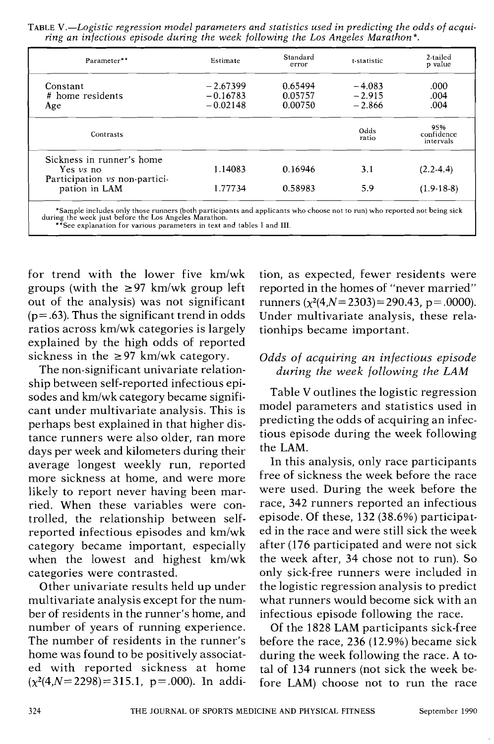TABLE V.—*Logistic regression model parameters and statistics used in predicting the odds of acquiring an infectious episode during the week following the Los Angeles Marathon\*.*

| Parameter** | Estimate | Standard error | t-statistic | 2-tailed p value |
|---|---|---|---|---|
| Constant | −2.67399 | 0.65494 | −4.083 | .000 |
| # home residents | −0.16783 | 0.05757 | −2.915 | .004 |
| Age | −0.02148 | 0.00750 | −2.866 | .004 |
| **Contrasts** | | | **Odds ratio** | **95% confidence intervals** |
| Sickness in runner's home Yes *vs* no | 1.14083 | 0.16946 | 3.1 | (2.2-4.4) |
| Participation *vs* non-participation in LAM | 1.77734 | 0.58983 | 5.9 | (1.9-18-8) |

\*Sample includes only those runners (both participants and applicants who choose not to run) who reported not being sick during the week just before the Los Angeles Marathon.
\*\*See explanation for various parameters in text and tables I and III.

for trend with the lower five km/wk groups (with the ≥97 km/wk group left out of the analysis) was not significant (p=.63). Thus the significant trend in odds ratios across km/wk categories is largely explained by the high odds of reported sickness in the ≥97 km/wk category.

The non-significant univariate relationship between self-reported infectious episodes and km/wk category became significant under multivariate analysis. This is perhaps best explained in that higher distance runners were also older, ran more days per week and kilometers during their average longest weekly run, reported more sickness at home, and were more likely to report never having been married. When these variables were controlled, the relationship between self-reported infectious episodes and km/wk category became important, especially when the lowest and highest km/wk categories were contrasted.

Other univariate results held up under multivariate analysis except for the number of residents in the runner's home, and number of years of running experience. The number of residents in the runner's home was found to be positively associated with reported sickness at home ($\chi^2(4,N=2298)=315.1$, p=.000). In addition, as expected, fewer residents were reported in the homes of "never married" runners ($\chi^2(4,N=2303)=290.43$, p=.0000). Under multivariate analysis, these relationships became important.

### *Odds of acquiring an infectious episode during the week following the LAM*

Table V outlines the logistic regression model parameters and statistics used in predicting the odds of acquiring an infectious episode during the week following the LAM.

In this analysis, only race participants free of sickness the week before the race were used. During the week before the race, 342 runners reported an infectious episode. Of these, 132 (38.6%) participated in the race and were still sick the week after (176 participated and were not sick the week after, 34 chose not to run). So only sick-free runners were included in the logistic regression analysis to predict what runners would become sick with an infectious episode following the race.

Of the 1828 LAM participants sick-free before the race, 236 (12.9%) became sick during the week following the race. A total of 134 runners (not sick the week before LAM) choose not to run the race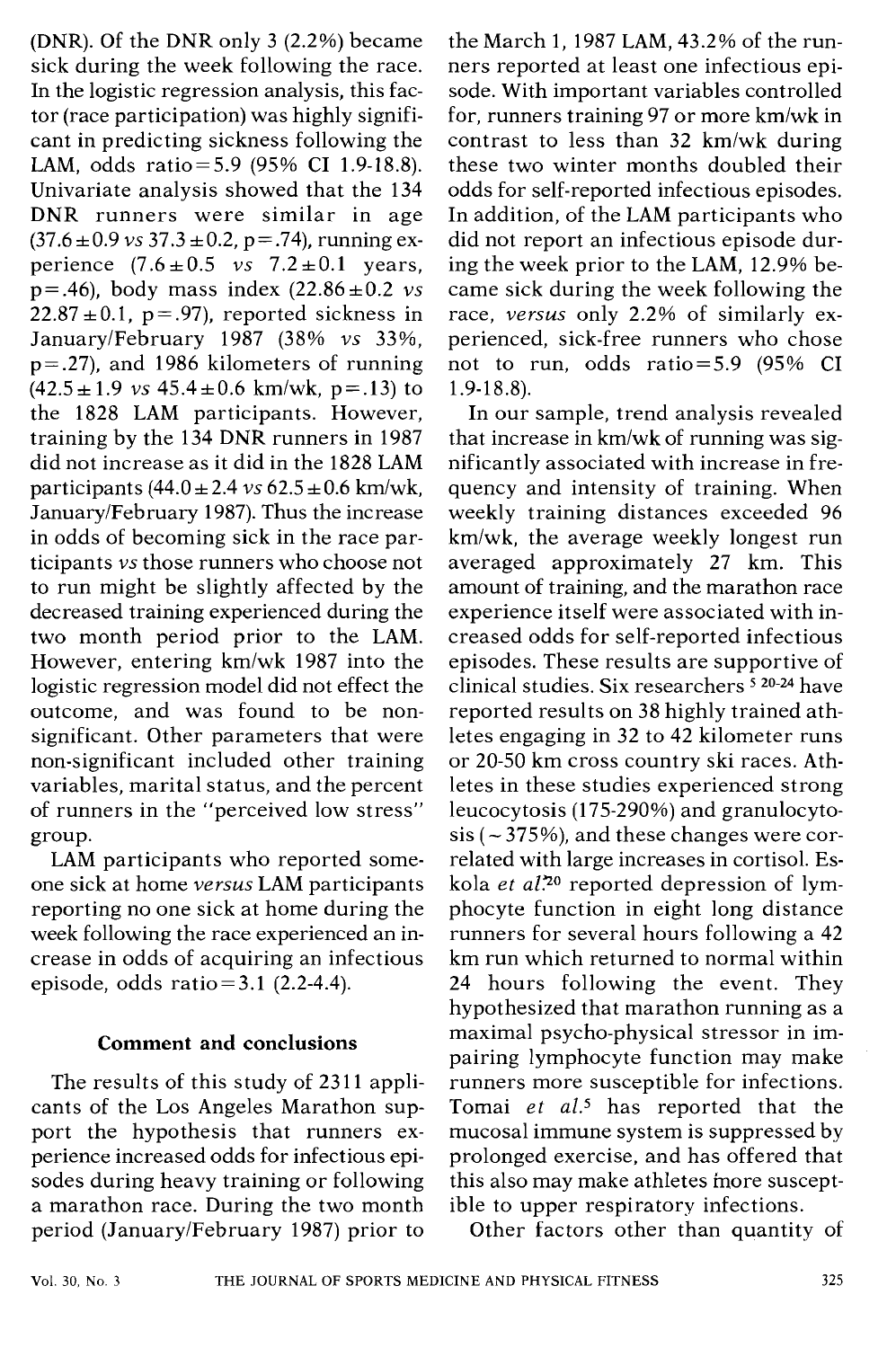(DNR). Of the DNR only 3 (2.2%) became sick during the week following the race. In the logistic regression analysis, this factor (race participation) was highly significant in predicting sickness following the LAM, odds ratio=5.9 (95% CI 1.9-18.8). Univariate analysis showed that the 134 DNR runners were similar in age (37.6±0.9 *vs* 37.3±0.2, p=.74), running experience (7.6±0.5 *vs* 7.2±0.1 years, p=.46), body mass index (22.86±0.2 *vs* 22.87±0.1, p=.97), reported sickness in January/February 1987 (38% *vs* 33%, p=.27), and 1986 kilometers of running (42.5±1.9 *vs* 45.4±0.6 km/wk, p=.13) to the 1828 LAM participants. However, training by the 134 DNR runners in 1987 did not increase as it did in the 1828 LAM participants (44.0±2.4 *vs* 62.5±0.6 km/wk, January/February 1987). Thus the increase in odds of becoming sick in the race participants *vs* those runners who choose not to run might be slightly affected by the decreased training experienced during the two month period prior to the LAM. However, entering km/wk 1987 into the logistic regression model did not effect the outcome, and was found to be non-significant. Other parameters that were non-significant included other training variables, marital status, and the percent of runners in the "perceived low stress" group.

LAM participants who reported someone sick at home *versus* LAM participants reporting no one sick at home during the week following the race experienced an increase in odds of acquiring an infectious episode, odds ratio=3.1 (2.2-4.4).

## Comment and conclusions

The results of this study of 2311 applicants of the Los Angeles Marathon support the hypothesis that runners experience increased odds for infectious episodes during heavy training or following a marathon race. During the two month period (January/February 1987) prior to the March 1, 1987 LAM, 43.2% of the runners reported at least one infectious episode. With important variables controlled for, runners training 97 or more km/wk in contrast to less than 32 km/wk during these two winter months doubled their odds for self-reported infectious episodes. In addition, of the LAM participants who did not report an infectious episode during the week prior to the LAM, 12.9% became sick during the week following the race, *versus* only 2.2% of similarly experienced, sick-free runners who chose not to run, odds ratio=5.9 (95% CI 1.9-18.8).

In our sample, trend analysis revealed that increase in km/wk of running was significantly associated with increase in frequency and intensity of training. When weekly training distances exceeded 96 km/wk, the average weekly longest run averaged approximately 27 km. This amount of training, and the marathon race experience itself were associated with increased odds for self-reported infectious episodes. These results are supportive of clinical studies. Six researchers [5, 20-24] have reported results on 38 highly trained athletes engaging in 32 to 42 kilometer runs or 20-50 km cross country ski races. Athletes in these studies experienced strong leucocytosis (175-290%) and granulocytosis (~375%), and these changes were correlated with large increases in cortisol. Eskola *et al.*[20] reported depression of lymphocyte function in eight long distance runners for several hours following a 42 km run which returned to normal within 24 hours following the event. They hypothesized that marathon running as a maximal psycho-physical stressor in impairing lymphocyte function may make runners more susceptible for infections. Tomai *et al.*[5] has reported that the mucosal immune system is suppressed by prolonged exercise, and has offered that this also may make athletes more susceptible to upper respiratory infections.

Other factors other than quantity of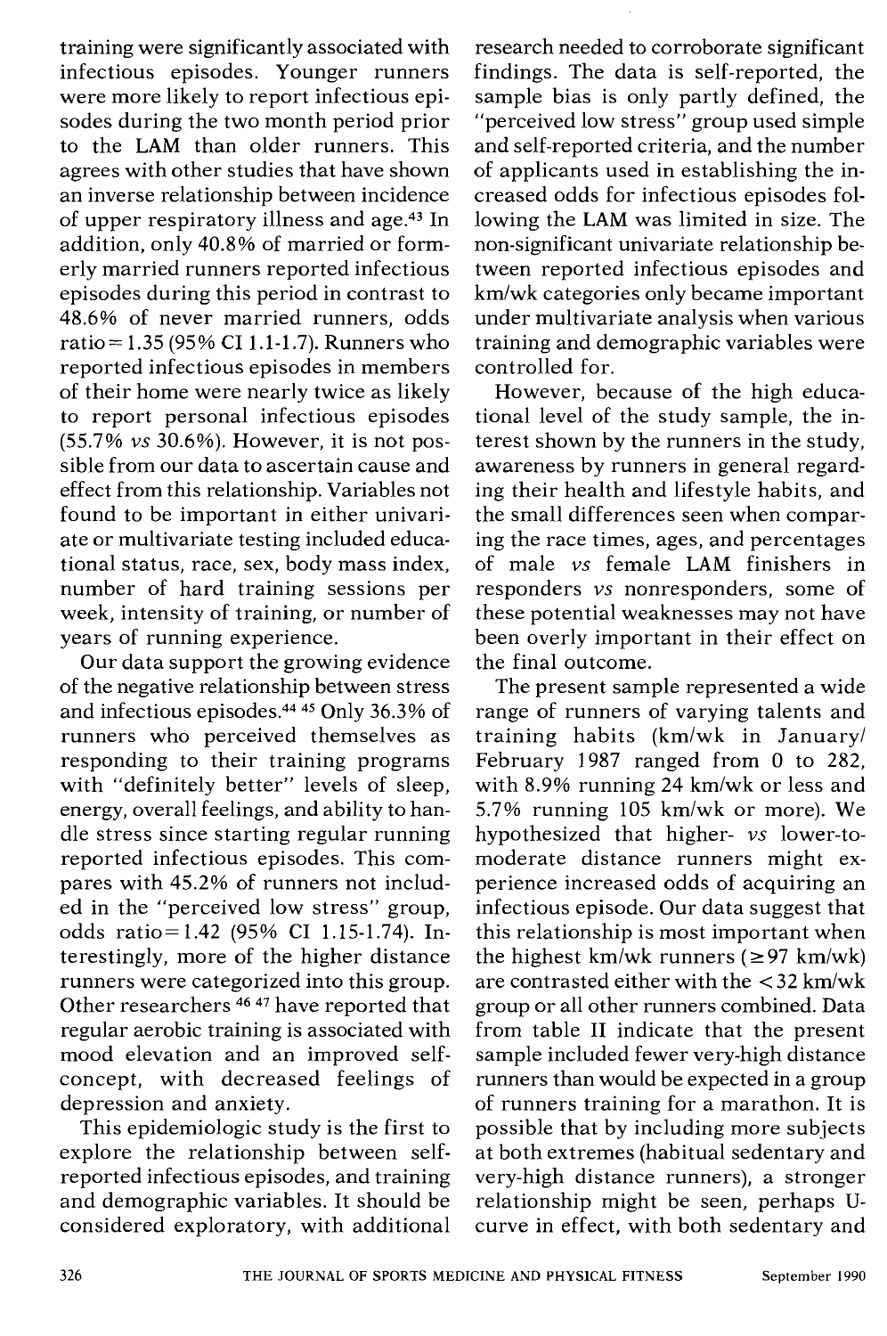training were significantly associated with infectious episodes. Younger runners were more likely to report infectious episodes during the two month period prior to the LAM than older runners. This agrees with other studies that have shown an inverse relationship between incidence of upper respiratory illness and age.[43] In addition, only 40.8% of married or formerly married runners reported infectious episodes during this period in contrast to 48.6% of never married runners, odds ratio = 1.35 (95% CI 1.1-1.7). Runners who reported infectious episodes in members of their home were nearly twice as likely to report personal infectious episodes (55.7% *vs* 30.6%). However, it is not possible from our data to ascertain cause and effect from this relationship. Variables not found to be important in either univariate or multivariate testing included educational status, race, sex, body mass index, number of hard training sessions per week, intensity of training, or number of years of running experience.

Our data support the growing evidence of the negative relationship between stress and infectious episodes.[44,45] Only 36.3% of runners who perceived themselves as responding to their training programs with "definitely better" levels of sleep, energy, overall feelings, and ability to handle stress since starting regular running reported infectious episodes. This compares with 45.2% of runners not included in the "perceived low stress" group, odds ratio = 1.42 (95% CI 1.15-1.74). Interestingly, more of the higher distance runners were categorized into this group. Other researchers [46,47] have reported that regular aerobic training is associated with mood elevation and an improved self-concept, with decreased feelings of depression and anxiety.

This epidemiologic study is the first to explore the relationship between self-reported infectious episodes, and training and demographic variables. It should be considered exploratory, with additional research needed to corroborate significant findings. The data is self-reported, the sample bias is only partly defined, the "perceived low stress" group used simple and self-reported criteria, and the number of applicants used in establishing the increased odds for infectious episodes following the LAM was limited in size. The non-significant univariate relationship between reported infectious episodes and km/wk categories only became important under multivariate analysis when various training and demographic variables were controlled for.

However, because of the high educational level of the study sample, the interest shown by the runners in the study, awareness by runners in general regarding their health and lifestyle habits, and the small differences seen when comparing the race times, ages, and percentages of male *vs* female LAM finishers in responders *vs* nonresponders, some of these potential weaknesses may not have been overly important in their effect on the final outcome.

The present sample represented a wide range of runners of varying talents and training habits (km/wk in January/February 1987 ranged from 0 to 282, with 8.9% running 24 km/wk or less and 5.7% running 105 km/wk or more). We hypothesized that higher- *vs* lower-to-moderate distance runners might experience increased odds of acquiring an infectious episode. Our data suggest that this relationship is most important when the highest km/wk runners ($\geq 97$ km/wk) are contrasted either with the $< 32$ km/wk group or all other runners combined. Data from table II indicate that the present sample included fewer very-high distance runners than would be expected in a group of runners training for a marathon. It is possible that by including more subjects at both extremes (habitual sedentary and very-high distance runners), a stronger relationship might be seen, perhaps U-curve in effect, with both sedentary and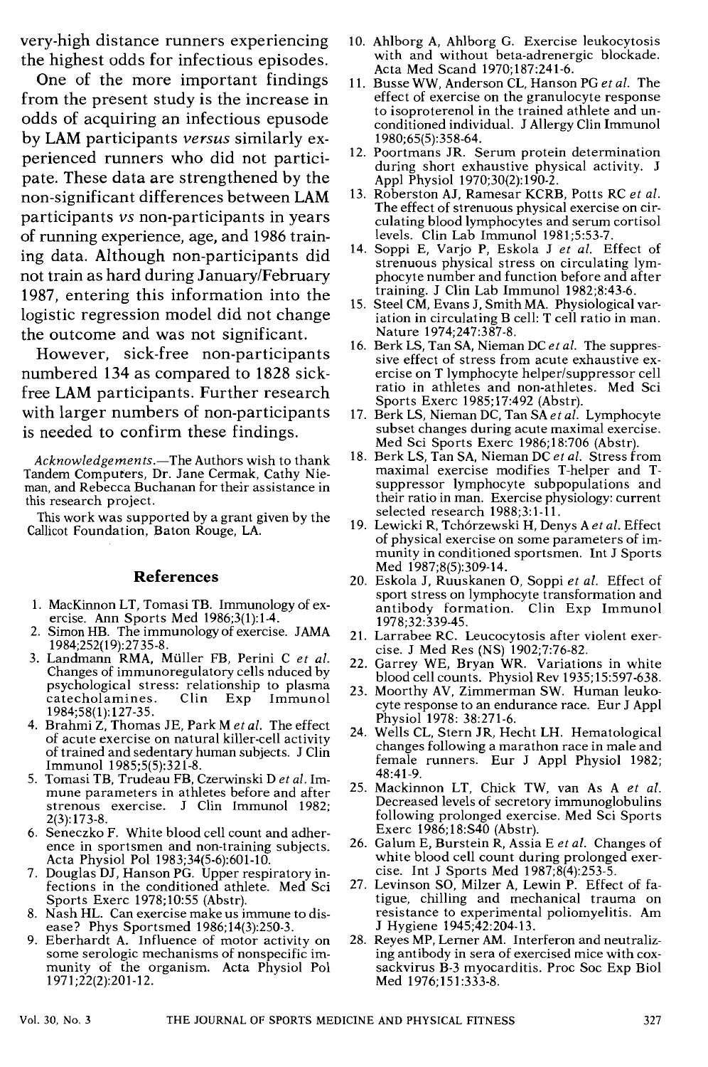very-high distance runners experiencing the highest odds for infectious episodes.

One of the more important findings from the present study is the increase in odds of acquiring an infectious epusode by LAM participants *versus* similarly experienced runners who did not participate. These data are strengthened by the non-significant differences between LAM participants *vs* non-participants in years of running experience, age, and 1986 training data. Although non-participants did not train as hard during January/February 1987, entering this information into the logistic regression model did not change the outcome and was not significant.

However, sick-free non-participants numbered 134 as compared to 1828 sick-free LAM participants. Further research with larger numbers of non-participants is needed to confirm these findings.

*Acknowledgements.*—The Authors wish to thank Tandem Computers, Dr. Jane Cermak, Cathy Nieman, and Rebecca Buchanan for their assistance in this research project.

This work was supported by a grant given by the Callicot Foundation, Baton Rouge, LA.

## References

1. MacKinnon LT, Tomasi TB. Immunology of exercise. Ann Sports Med 1986;3(1):1-4.
2. Simon HB. The immunology of exercise. JAMA 1984;252(19):2735-8.
3. Landmann RMA, Müller FB, Perini C *et al.* Changes of immunoregulatory cells nduced by psychological stress: relationship to plasma catecholamines. Clin Exp Immunol 1984;58(1):127-35.
4. Brahmi Z, Thomas JE, Park M *et al.* The effect of acute exercise on natural killer-cell activity of trained and sedentary human subjects. J Clin Immunol 1985;5(5):321-8.
5. Tomasi TB, Trudeau FB, Czerwinski D *et al.* Immune parameters in athletes before and after strenous exercise. J Clin Immunol 1982; 2(3):173-8.
6. Seneczko F. White blood cell count and adherence in sportsmen and non-training subjects. Acta Physiol Pol 1983;34(5-6):601-10.
7. Douglas DJ, Hanson PG. Upper respiratory infections in the conditioned athlete. Med Sci Sports Exerc 1978;10:55 (Abstr).
8. Nash HL. Can exercise make us immune to disease? Phys Sportsmed 1986;14(3):250-3.
9. Eberhardt A. Influence of motor activity on some serologic mechanisms of nonspecific immunity of the organism. Acta Physiol Pol 1971;22(2):201-12.
10. Ahlborg A, Ahlborg G. Exercise leukocytosis with and without beta-adrenergic blockade. Acta Med Scand 1970;187:241-6.
11. Busse WW, Anderson CL, Hanson PG *et al.* The effect of exercise on the granulocyte response to isoproterenol in the trained athlete and unconditioned individual. J Allergy Clin Immunol 1980;65(5):358-64.
12. Poortmans JR. Serum protein determination during short exhaustive physical activity. J Appl Physiol 1970;30(2):190-2.
13. Roberston AJ, Ramesar KCRB, Potts RC *et al.* The effect of strenuous physical exercise on circulating blood lymphocytes and serum cortisol levels. Clin Lab Immunol 1981;5:53-7.
14. Soppi E, Varjo P, Eskola J *et al.* Effect of strenuous physical stress on circulating lymphocyte number and function before and after training. J Clin Lab Immunol 1982;8:43-6.
15. Steel CM, Evans J, Smith MA. Physiological variation in circulating B cell: T cell ratio in man. Nature 1974;247:387-8.
16. Berk LS, Tan SA, Nieman DC *et al.* The suppressive effect of stress from acute exhaustive exercise on T lymphocyte helper/suppressor cell ratio in athletes and non-athletes. Med Sci Sports Exerc 1985;17:492 (Abstr).
17. Berk LS, Nieman DC, Tan SA *et al.* Lymphocyte subset changes during acute maximal exercise. Med Sci Sports Exerc 1986;18:706 (Abstr).
18. Berk LS, Tan SA, Nieman DC *et al.* Stress from maximal exercise modifies T-helper and T-suppressor lymphocyte subpopulations and their ratio in man. Exercise physiology: current selected research 1988;3:1-11.
19. Lewicki R, Tchórzewski H, Denys A *et al.* Effect of physical exercise on some parameters of immunity in conditioned sportsmen. Int J Sports Med 1987;8(5):309-14.
20. Eskola J, Ruuskanen O, Soppi *et al.* Effect of sport stress on lymphocyte transformation and antibody formation. Clin Exp Immunol 1978;32:339-45.
21. Larrabee RC. Leucocytosis after violent exercise. J Med Res (NS) 1902;7:76-82.
22. Garrey WE, Bryan WR. Variations in white blood cell counts. Physiol Rev 1935;15:597-638.
23. Moorthy AV, Zimmerman SW. Human leukocyte response to an endurance race. Eur J Appl Physiol 1978: 38:271-6.
24. Wells CL, Stern JR, Hecht LH. Hematological changes following a marathon race in male and female runners. Eur J Appl Physiol 1982; 48:41-9.
25. Mackinnon LT, Chick TW, van As A *et al.* Decreased levels of secretory immunoglobulins following prolonged exercise. Med Sci Sports Exerc 1986;18:S40 (Abstr).
26. Galum E, Burstein R, Assia E *et al.* Changes of white blood cell count during prolonged exercise. Int J Sports Med 1987;8(4):253-5.
27. Levinson SO, Milzer A, Lewin P. Effect of fatigue, chilling and mechanical trauma on resistance to experimental poliomyelitis. Am J Hygiene 1945;42:204-13.
28. Reyes MP, Lerner AM. Interferon and neutralizing antibody in sera of exercised mice with coxsackvirus B-3 myocarditis. Proc Soc Exp Biol Med 1976;151:333-8.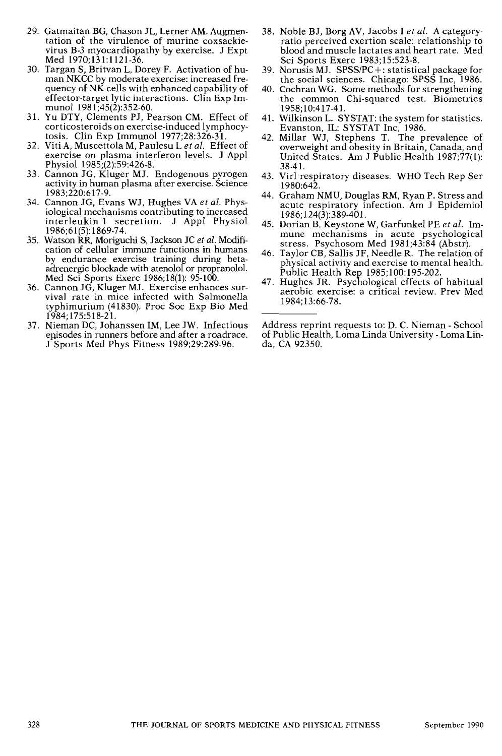29. Gatmaitan BG, Chason JL, Lerner AM. Augmentation of the virulence of murine coxsackievirus B-3 myocardiopathy by exercise. J Expt Med 1970;131:1121-36.
30. Targan S, Britvan L, Dorey F. Activation of human NKCC by moderate exercise: increased frequency of NK cells with enhanced capability of effector-target lytic interactions. Clin Exp Immunol 1981;45(2):352-60.
31. Yu DTY, Clements PJ, Pearson CM. Effect of corticosteroids on exercise-induced lymphocytosis. Clin Exp Immunol 1977;28:326-31.
32. Viti A, Muscettola M, Paulesu L *et al.* Effect of exercise on plasma interferon levels. J Appl Physiol 1985;(2):59:426-8.
33. Cannon JG, Kluger MJ. Endogenous pyrogen activity in human plasma after exercise. Science 1983;220:617-9.
34. Cannon JG, Evans WJ, Hughes VA *et al.* Physiological mechanisms contributing to increased interleukin-1 secretion. J Appl Physiol 1986;61(5):1869-74.
35. Watson RR, Moriguchi S, Jackson JC *et al.* Modification of cellular immune functions in humans by endurance exercise training during beta-adrenergic blockade with atenolol or propranolol. Med Sci Sports Exerc 1986;18(1): 95-100.
36. Cannon JG, Kluger MJ. Exercise enhances survival rate in mice infected with Salmonella typhimurium (41830). Proc Soc Exp Bio Med 1984;175:518-21.
37. Nieman DC, Johanssen IM, Lee JW. Infectious episodes in runners before and after a roadrace. J Sports Med Phys Fitness 1989;29:289-96.
38. Noble BJ, Borg AV, Jacobs I *et al.* A category-ratio perceived exertion scale: relationship to blood and muscle lactates and heart rate. Med Sci Sports Exerc 1983;15:523-8.
39. Norusis MJ. SPSS/PC+: statistical package for the social sciences. Chicago: SPSS Inc, 1986.
40. Cochran WG. Some methods for strengthening the common Chi-squared test. Biometrics 1958;10:417-41.
41. Wilkinson L. SYSTAT: the system for statistics. Evanston, IL: SYSTAT Inc, 1986.
42. Millar WJ, Stephens T. The prevalence of overweight and obesity in Britain, Canada, and United States. Am J Public Health 1987;77(1): 38-41.
43. Virl respiratory diseases. WHO Tech Rep Ser 1980:642.
44. Graham NMU, Douglas RM, Ryan P. Stress and acute respiratory infection. Am J Epidemiol 1986;124(3):389-401.
45. Dorian B, Keystone W, Garfunkel PE *et al.* Immune mechanisms in acute psychological stress. Psychosom Med 1981;43:84 (Abstr).
46. Taylor CB, Sallis JF, Needle R. The relation of physical activity and exercise to mental health. Public Health Rep 1985;100:195-202.
47. Hughes JR. Psychological effects of habitual aerobic exercise: a critical review. Prev Med 1984;13:66-78.

---

Address reprint requests to: D. C. Nieman - School of Public Health, Loma Linda University - Loma Linda, CA 92350.